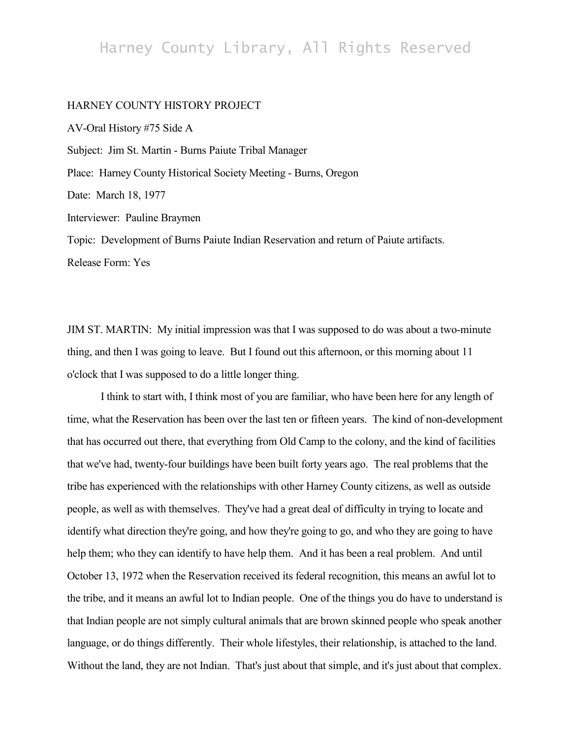HARNEY COUNTY HISTORY PROJECT

AV-Oral History #75 Side A

Subject: Jim St. Martin - Burns Paiute Tribal Manager

Place: Harney County Historical Society Meeting - Burns, Oregon

Date: March 18, 1977

Interviewer: Pauline Braymen

Topic: Development of Burns Paiute Indian Reservation and return of Paiute artifacts.

Release Form: Yes

JIM ST. MARTIN: My initial impression was that I was supposed to do was about a two-minute thing, and then I was going to leave. But I found out this afternoon, or this morning about 11 o'clock that I was supposed to do a little longer thing.

I think to start with, I think most of you are familiar, who have been here for any length of time, what the Reservation has been over the last ten or fifteen years. The kind of non-development that has occurred out there, that everything from Old Camp to the colony, and the kind of facilities that we've had, twenty-four buildings have been built forty years ago. The real problems that the tribe has experienced with the relationships with other Harney County citizens, as well as outside people, as well as with themselves. They've had a great deal of difficulty in trying to locate and identify what direction they're going, and how they're going to go, and who they are going to have help them; who they can identify to have help them. And it has been a real problem. And until October 13, 1972 when the Reservation received its federal recognition, this means an awful lot to the tribe, and it means an awful lot to Indian people. One of the things you do have to understand is that Indian people are not simply cultural animals that are brown skinned people who speak another language, or do things differently. Their whole lifestyles, their relationship, is attached to the land. Without the land, they are not Indian. That's just about that simple, and it's just about that complex.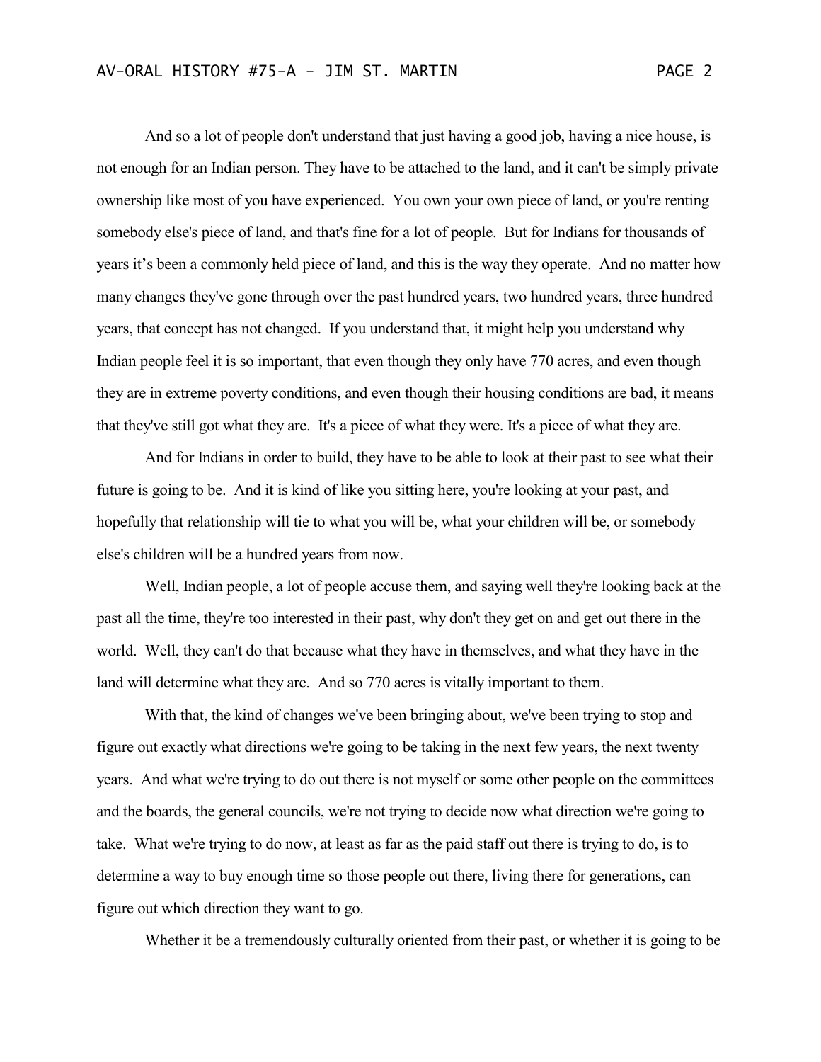And so a lot of people don't understand that just having a good job, having a nice house, is not enough for an Indian person. They have to be attached to the land, and it can't be simply private ownership like most of you have experienced. You own your own piece of land, or you're renting somebody else's piece of land, and that's fine for a lot of people. But for Indians for thousands of years it’s been a commonly held piece of land, and this is the way they operate. And no matter how many changes they've gone through over the past hundred years, two hundred years, three hundred years, that concept has not changed. If you understand that, it might help you understand why Indian people feel it is so important, that even though they only have 770 acres, and even though they are in extreme poverty conditions, and even though their housing conditions are bad, it means that they've still got what they are. It's a piece of what they were. It's a piece of what they are.

And for Indians in order to build, they have to be able to look at their past to see what their future is going to be. And it is kind of like you sitting here, you're looking at your past, and hopefully that relationship will tie to what you will be, what your children will be, or somebody else's children will be a hundred years from now.

Well, Indian people, a lot of people accuse them, and saying well they're looking back at the past all the time, they're too interested in their past, why don't they get on and get out there in the world. Well, they can't do that because what they have in themselves, and what they have in the land will determine what they are. And so 770 acres is vitally important to them.

With that, the kind of changes we've been bringing about, we've been trying to stop and figure out exactly what directions we're going to be taking in the next few years, the next twenty years. And what we're trying to do out there is not myself or some other people on the committees and the boards, the general councils, we're not trying to decide now what direction we're going to take. What we're trying to do now, at least as far as the paid staff out there is trying to do, is to determine a way to buy enough time so those people out there, living there for generations, can figure out which direction they want to go.

Whether it be a tremendously culturally oriented from their past, or whether it is going to be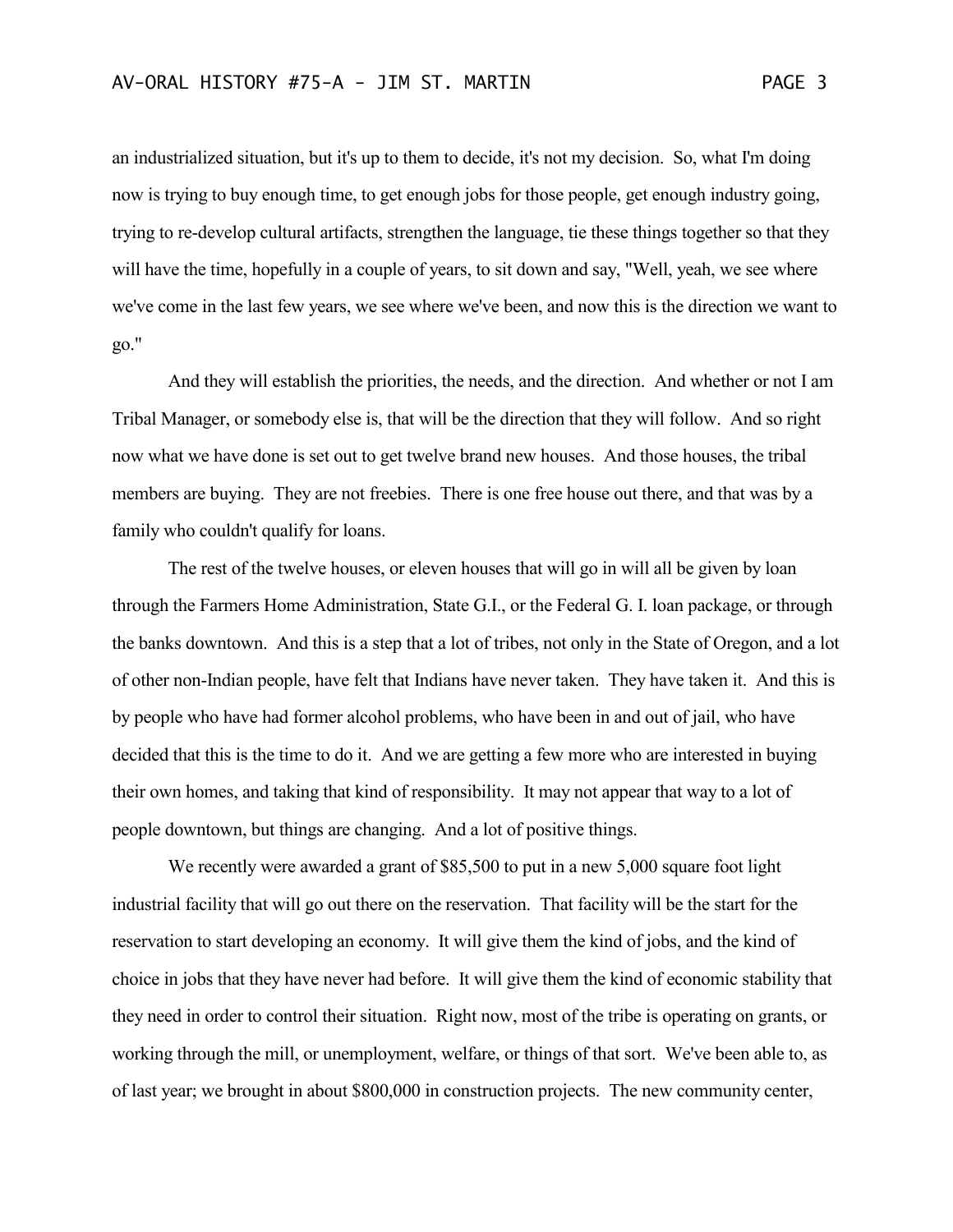an industrialized situation, but it's up to them to decide, it's not my decision. So, what I'm doing now is trying to buy enough time, to get enough jobs for those people, get enough industry going, trying to re-develop cultural artifacts, strengthen the language, tie these things together so that they will have the time, hopefully in a couple of years, to sit down and say, "Well, yeah, we see where we've come in the last few years, we see where we've been, and now this is the direction we want to go."

And they will establish the priorities, the needs, and the direction. And whether or not I am Tribal Manager, or somebody else is, that will be the direction that they will follow. And so right now what we have done is set out to get twelve brand new houses. And those houses, the tribal members are buying. They are not freebies. There is one free house out there, and that was by a family who couldn't qualify for loans.

The rest of the twelve houses, or eleven houses that will go in will all be given by loan through the Farmers Home Administration, State G.I., or the Federal G. I. loan package, or through the banks downtown. And this is a step that a lot of tribes, not only in the State of Oregon, and a lot of other non-Indian people, have felt that Indians have never taken. They have taken it. And this is by people who have had former alcohol problems, who have been in and out of jail, who have decided that this is the time to do it. And we are getting a few more who are interested in buying their own homes, and taking that kind of responsibility. It may not appear that way to a lot of people downtown, but things are changing. And a lot of positive things.

We recently were awarded a grant of $85,500 to put in a new 5,000 square foot light industrial facility that will go out there on the reservation. That facility will be the start for the reservation to start developing an economy. It will give them the kind of jobs, and the kind of choice in jobs that they have never had before. It will give them the kind of economic stability that they need in order to control their situation. Right now, most of the tribe is operating on grants, or working through the mill, or unemployment, welfare, or things of that sort. We've been able to, as of last year; we brought in about $800,000 in construction projects. The new community center,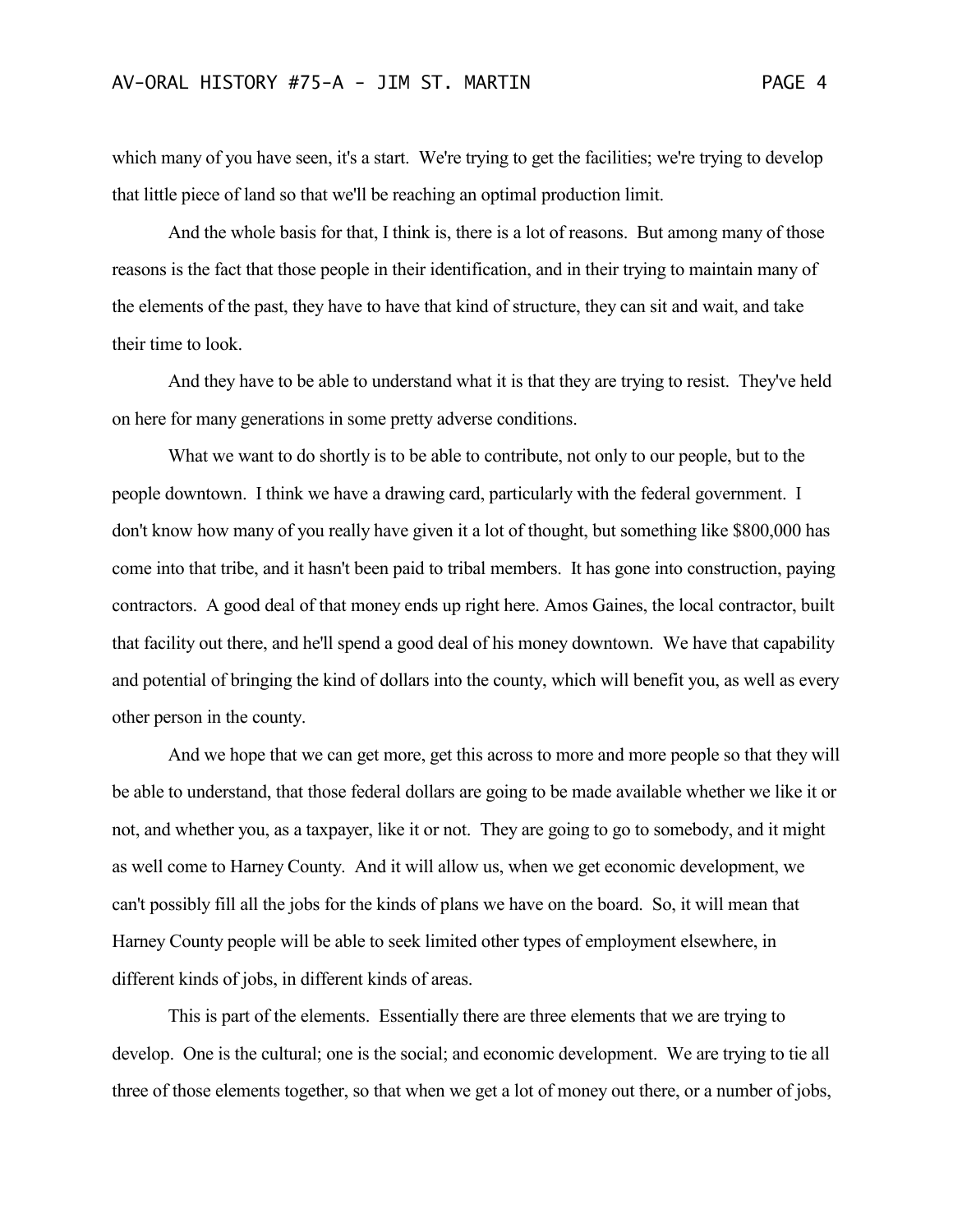which many of you have seen, it's a start. We're trying to get the facilities; we're trying to develop that little piece of land so that we'll be reaching an optimal production limit.

And the whole basis for that, I think is, there is a lot of reasons. But among many of those reasons is the fact that those people in their identification, and in their trying to maintain many of the elements of the past, they have to have that kind of structure, they can sit and wait, and take their time to look.

And they have to be able to understand what it is that they are trying to resist. They've held on here for many generations in some pretty adverse conditions.

What we want to do shortly is to be able to contribute, not only to our people, but to the people downtown. I think we have a drawing card, particularly with the federal government. I don't know how many of you really have given it a lot of thought, but something like $800,000 has come into that tribe, and it hasn't been paid to tribal members. It has gone into construction, paying contractors. A good deal of that money ends up right here. Amos Gaines, the local contractor, built that facility out there, and he'll spend a good deal of his money downtown. We have that capability and potential of bringing the kind of dollars into the county, which will benefit you, as well as every other person in the county.

And we hope that we can get more, get this across to more and more people so that they will be able to understand, that those federal dollars are going to be made available whether we like it or not, and whether you, as a taxpayer, like it or not. They are going to go to somebody, and it might as well come to Harney County. And it will allow us, when we get economic development, we can't possibly fill all the jobs for the kinds of plans we have on the board. So, it will mean that Harney County people will be able to seek limited other types of employment elsewhere, in different kinds of jobs, in different kinds of areas.

This is part of the elements. Essentially there are three elements that we are trying to develop. One is the cultural; one is the social; and economic development. We are trying to tie all three of those elements together, so that when we get a lot of money out there, or a number of jobs,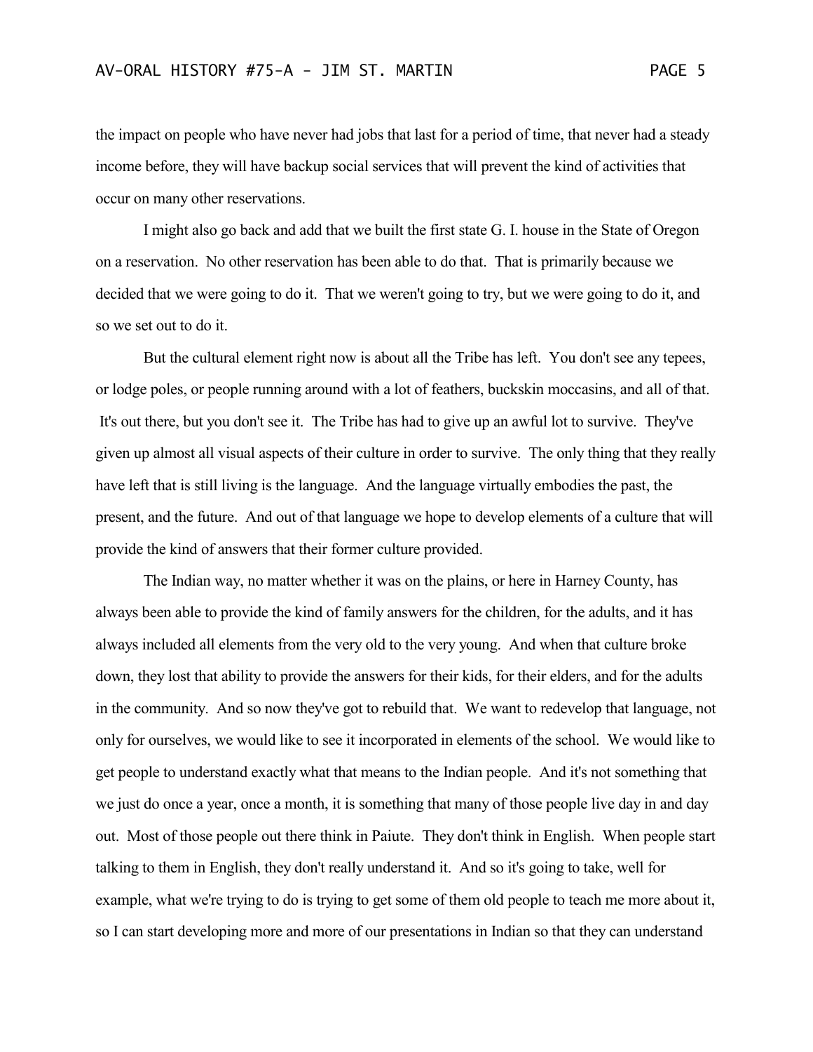the impact on people who have never had jobs that last for a period of time, that never had a steady income before, they will have backup social services that will prevent the kind of activities that occur on many other reservations.

I might also go back and add that we built the first state G. I. house in the State of Oregon on a reservation. No other reservation has been able to do that. That is primarily because we decided that we were going to do it. That we weren't going to try, but we were going to do it, and so we set out to do it.

But the cultural element right now is about all the Tribe has left. You don't see any tepees, or lodge poles, or people running around with a lot of feathers, buckskin moccasins, and all of that. It's out there, but you don't see it. The Tribe has had to give up an awful lot to survive. They've given up almost all visual aspects of their culture in order to survive. The only thing that they really have left that is still living is the language. And the language virtually embodies the past, the present, and the future. And out of that language we hope to develop elements of a culture that will provide the kind of answers that their former culture provided.

The Indian way, no matter whether it was on the plains, or here in Harney County, has always been able to provide the kind of family answers for the children, for the adults, and it has always included all elements from the very old to the very young. And when that culture broke down, they lost that ability to provide the answers for their kids, for their elders, and for the adults in the community. And so now they've got to rebuild that. We want to redevelop that language, not only for ourselves, we would like to see it incorporated in elements of the school. We would like to get people to understand exactly what that means to the Indian people. And it's not something that we just do once a year, once a month, it is something that many of those people live day in and day out. Most of those people out there think in Paiute. They don't think in English. When people start talking to them in English, they don't really understand it. And so it's going to take, well for example, what we're trying to do is trying to get some of them old people to teach me more about it, so I can start developing more and more of our presentations in Indian so that they can understand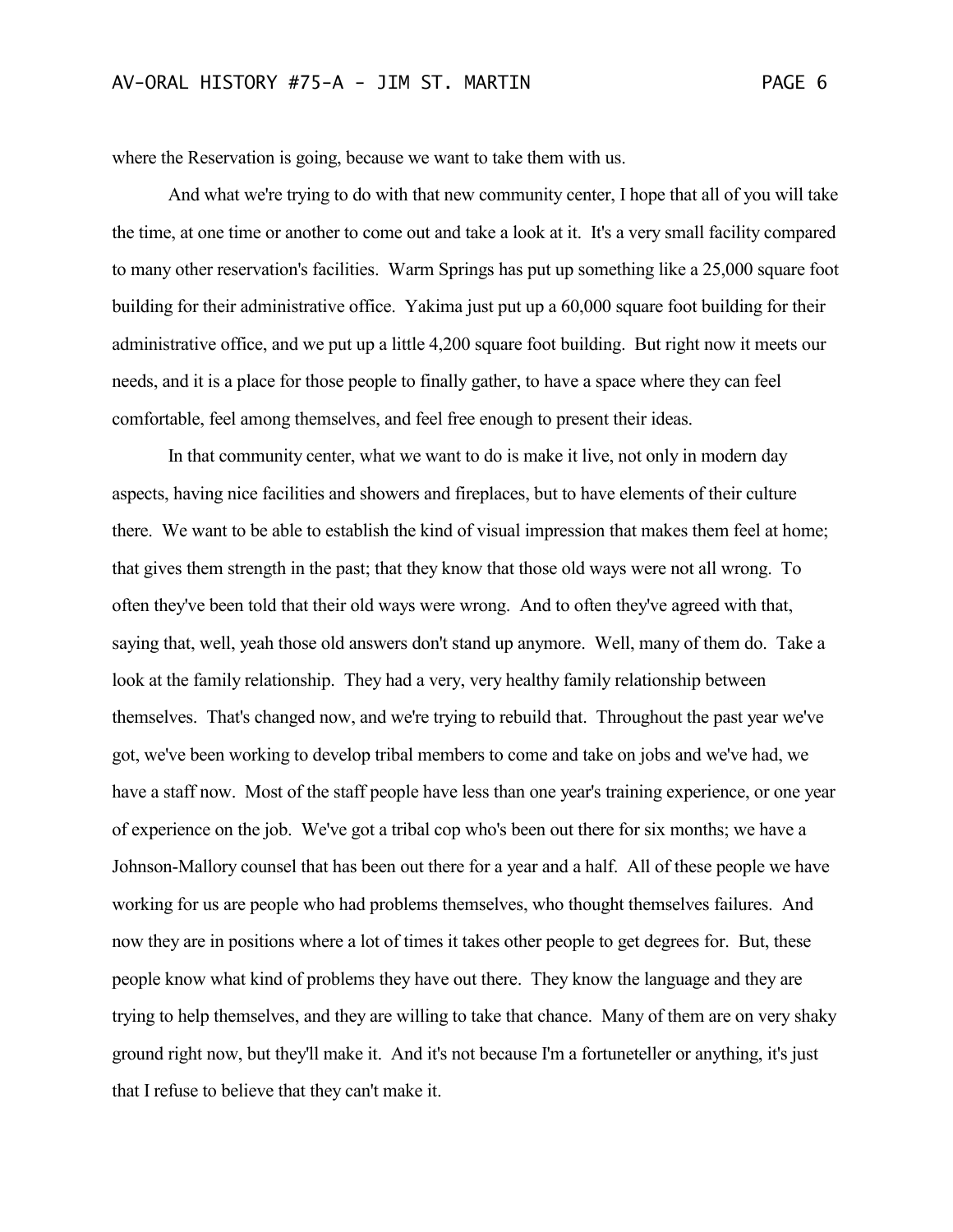where the Reservation is going, because we want to take them with us.

And what we're trying to do with that new community center, I hope that all of you will take the time, at one time or another to come out and take a look at it. It's a very small facility compared to many other reservation's facilities. Warm Springs has put up something like a 25,000 square foot building for their administrative office. Yakima just put up a 60,000 square foot building for their administrative office, and we put up a little 4,200 square foot building. But right now it meets our needs, and it is a place for those people to finally gather, to have a space where they can feel comfortable, feel among themselves, and feel free enough to present their ideas.

In that community center, what we want to do is make it live, not only in modern day aspects, having nice facilities and showers and fireplaces, but to have elements of their culture there. We want to be able to establish the kind of visual impression that makes them feel at home; that gives them strength in the past; that they know that those old ways were not all wrong. To often they've been told that their old ways were wrong. And to often they've agreed with that, saying that, well, yeah those old answers don't stand up anymore. Well, many of them do. Take a look at the family relationship. They had a very, very healthy family relationship between themselves. That's changed now, and we're trying to rebuild that. Throughout the past year we've got, we've been working to develop tribal members to come and take on jobs and we've had, we have a staff now. Most of the staff people have less than one year's training experience, or one year of experience on the job. We've got a tribal cop who's been out there for six months; we have a Johnson-Mallory counsel that has been out there for a year and a half. All of these people we have working for us are people who had problems themselves, who thought themselves failures. And now they are in positions where a lot of times it takes other people to get degrees for. But, these people know what kind of problems they have out there. They know the language and they are trying to help themselves, and they are willing to take that chance. Many of them are on very shaky ground right now, but they'll make it. And it's not because I'm a fortuneteller or anything, it's just that I refuse to believe that they can't make it.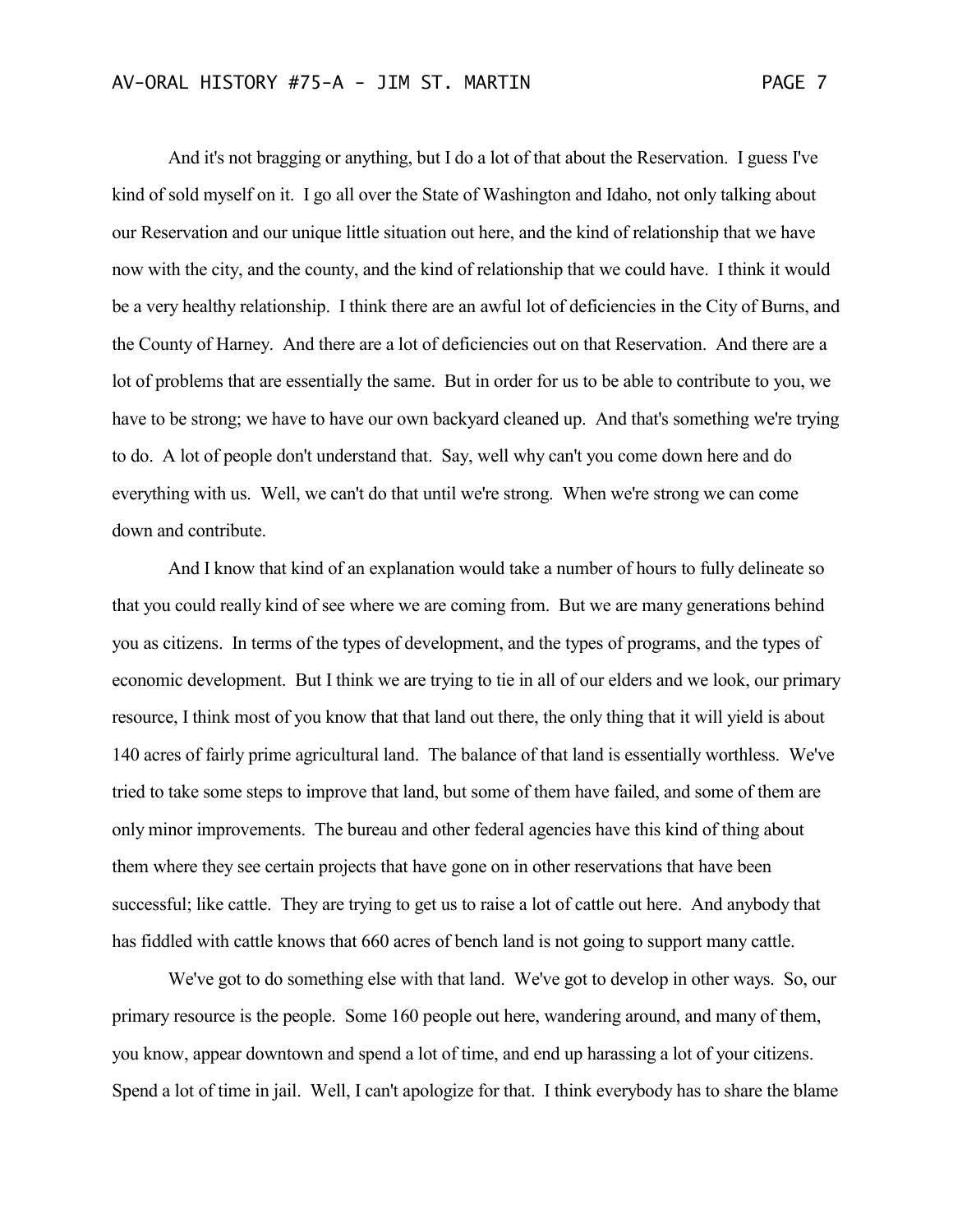And it's not bragging or anything, but I do a lot of that about the Reservation. I guess I've kind of sold myself on it. I go all over the State of Washington and Idaho, not only talking about our Reservation and our unique little situation out here, and the kind of relationship that we have now with the city, and the county, and the kind of relationship that we could have. I think it would be a very healthy relationship. I think there are an awful lot of deficiencies in the City of Burns, and the County of Harney. And there are a lot of deficiencies out on that Reservation. And there are a lot of problems that are essentially the same. But in order for us to be able to contribute to you, we have to be strong; we have to have our own backyard cleaned up. And that's something we're trying to do. A lot of people don't understand that. Say, well why can't you come down here and do everything with us. Well, we can't do that until we're strong. When we're strong we can come down and contribute.

And I know that kind of an explanation would take a number of hours to fully delineate so that you could really kind of see where we are coming from. But we are many generations behind you as citizens. In terms of the types of development, and the types of programs, and the types of economic development. But I think we are trying to tie in all of our elders and we look, our primary resource, I think most of you know that that land out there, the only thing that it will yield is about 140 acres of fairly prime agricultural land. The balance of that land is essentially worthless. We've tried to take some steps to improve that land, but some of them have failed, and some of them are only minor improvements. The bureau and other federal agencies have this kind of thing about them where they see certain projects that have gone on in other reservations that have been successful; like cattle. They are trying to get us to raise a lot of cattle out here. And anybody that has fiddled with cattle knows that 660 acres of bench land is not going to support many cattle.

We've got to do something else with that land. We've got to develop in other ways. So, our primary resource is the people. Some 160 people out here, wandering around, and many of them, you know, appear downtown and spend a lot of time, and end up harassing a lot of your citizens. Spend a lot of time in jail. Well, I can't apologize for that. I think everybody has to share the blame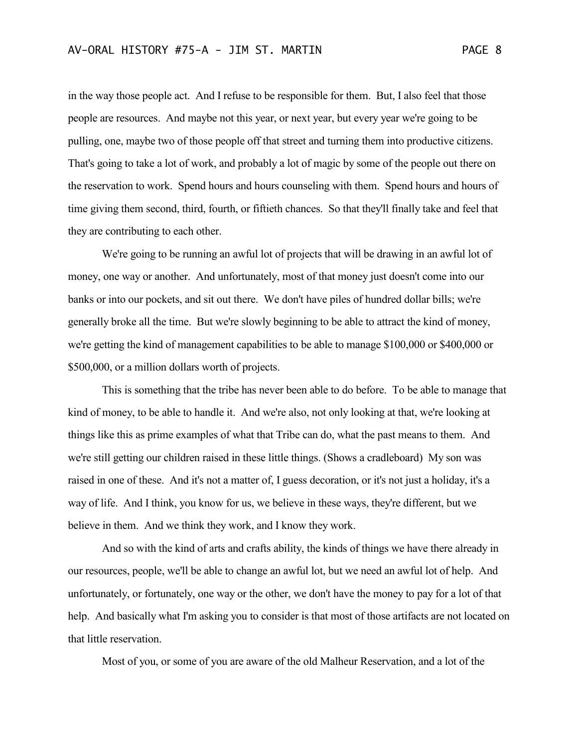in the way those people act. And I refuse to be responsible for them. But, I also feel that those people are resources. And maybe not this year, or next year, but every year we're going to be pulling, one, maybe two of those people off that street and turning them into productive citizens. That's going to take a lot of work, and probably a lot of magic by some of the people out there on the reservation to work. Spend hours and hours counseling with them. Spend hours and hours of time giving them second, third, fourth, or fiftieth chances. So that they'll finally take and feel that they are contributing to each other.

We're going to be running an awful lot of projects that will be drawing in an awful lot of money, one way or another. And unfortunately, most of that money just doesn't come into our banks or into our pockets, and sit out there. We don't have piles of hundred dollar bills; we're generally broke all the time. But we're slowly beginning to be able to attract the kind of money, we're getting the kind of management capabilities to be able to manage $100,000 or $400,000 or $500,000, or a million dollars worth of projects.

This is something that the tribe has never been able to do before. To be able to manage that kind of money, to be able to handle it. And we're also, not only looking at that, we're looking at things like this as prime examples of what that Tribe can do, what the past means to them. And we're still getting our children raised in these little things. (Shows a cradleboard) My son was raised in one of these. And it's not a matter of, I guess decoration, or it's not just a holiday, it's a way of life. And I think, you know for us, we believe in these ways, they're different, but we believe in them. And we think they work, and I know they work.

And so with the kind of arts and crafts ability, the kinds of things we have there already in our resources, people, we'll be able to change an awful lot, but we need an awful lot of help. And unfortunately, or fortunately, one way or the other, we don't have the money to pay for a lot of that help. And basically what I'm asking you to consider is that most of those artifacts are not located on that little reservation.

Most of you, or some of you are aware of the old Malheur Reservation, and a lot of the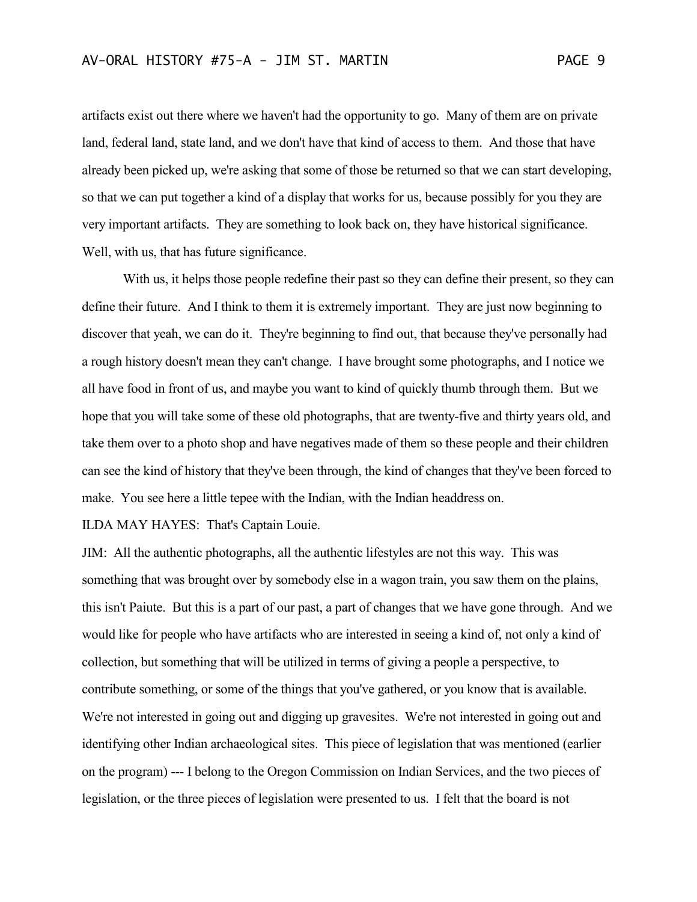artifacts exist out there where we haven't had the opportunity to go. Many of them are on private land, federal land, state land, and we don't have that kind of access to them. And those that have already been picked up, we're asking that some of those be returned so that we can start developing, so that we can put together a kind of a display that works for us, because possibly for you they are very important artifacts. They are something to look back on, they have historical significance. Well, with us, that has future significance.

With us, it helps those people redefine their past so they can define their present, so they can define their future. And I think to them it is extremely important. They are just now beginning to discover that yeah, we can do it. They're beginning to find out, that because they've personally had a rough history doesn't mean they can't change. I have brought some photographs, and I notice we all have food in front of us, and maybe you want to kind of quickly thumb through them. But we hope that you will take some of these old photographs, that are twenty-five and thirty years old, and take them over to a photo shop and have negatives made of them so these people and their children can see the kind of history that they've been through, the kind of changes that they've been forced to make. You see here a little tepee with the Indian, with the Indian headdress on.

ILDA MAY HAYES: That's Captain Louie.

JIM: All the authentic photographs, all the authentic lifestyles are not this way. This was something that was brought over by somebody else in a wagon train, you saw them on the plains, this isn't Paiute. But this is a part of our past, a part of changes that we have gone through. And we would like for people who have artifacts who are interested in seeing a kind of, not only a kind of collection, but something that will be utilized in terms of giving a people a perspective, to contribute something, or some of the things that you've gathered, or you know that is available. We're not interested in going out and digging up gravesites. We're not interested in going out and identifying other Indian archaeological sites. This piece of legislation that was mentioned (earlier on the program) --- I belong to the Oregon Commission on Indian Services, and the two pieces of legislation, or the three pieces of legislation were presented to us. I felt that the board is not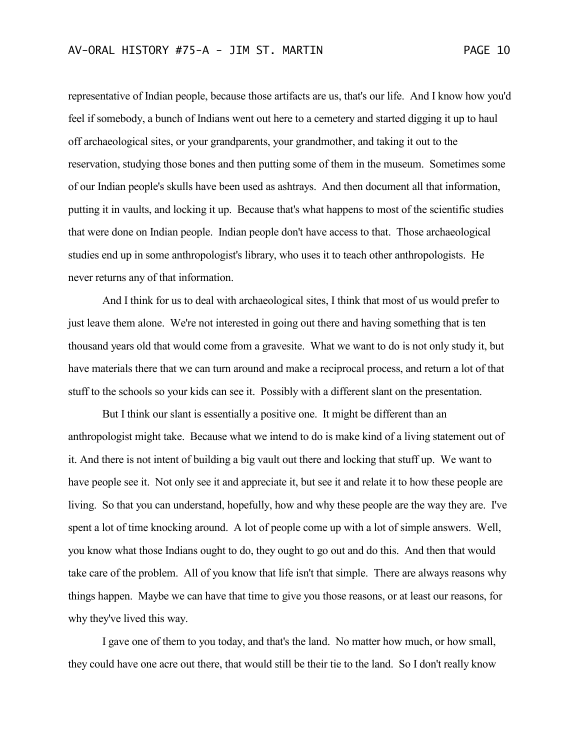representative of Indian people, because those artifacts are us, that's our life. And I know how you'd feel if somebody, a bunch of Indians went out here to a cemetery and started digging it up to haul off archaeological sites, or your grandparents, your grandmother, and taking it out to the reservation, studying those bones and then putting some of them in the museum. Sometimes some of our Indian people's skulls have been used as ashtrays. And then document all that information, putting it in vaults, and locking it up. Because that's what happens to most of the scientific studies that were done on Indian people. Indian people don't have access to that. Those archaeological studies end up in some anthropologist's library, who uses it to teach other anthropologists. He never returns any of that information.

And I think for us to deal with archaeological sites, I think that most of us would prefer to just leave them alone. We're not interested in going out there and having something that is ten thousand years old that would come from a gravesite. What we want to do is not only study it, but have materials there that we can turn around and make a reciprocal process, and return a lot of that stuff to the schools so your kids can see it. Possibly with a different slant on the presentation.

But I think our slant is essentially a positive one. It might be different than an anthropologist might take. Because what we intend to do is make kind of a living statement out of it. And there is not intent of building a big vault out there and locking that stuff up. We want to have people see it. Not only see it and appreciate it, but see it and relate it to how these people are living. So that you can understand, hopefully, how and why these people are the way they are. I've spent a lot of time knocking around. A lot of people come up with a lot of simple answers. Well, you know what those Indians ought to do, they ought to go out and do this. And then that would take care of the problem. All of you know that life isn't that simple. There are always reasons why things happen. Maybe we can have that time to give you those reasons, or at least our reasons, for why they've lived this way.

I gave one of them to you today, and that's the land. No matter how much, or how small, they could have one acre out there, that would still be their tie to the land. So I don't really know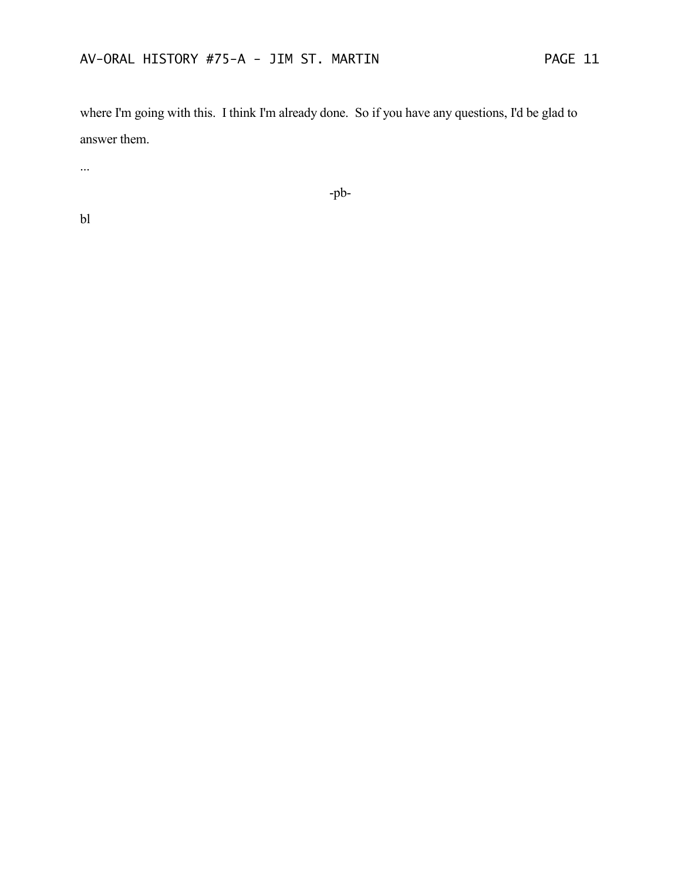where I'm going with this.  I think I'm already done.  So if you have any questions, I'd be glad to answer them.

...

-pb-

bl